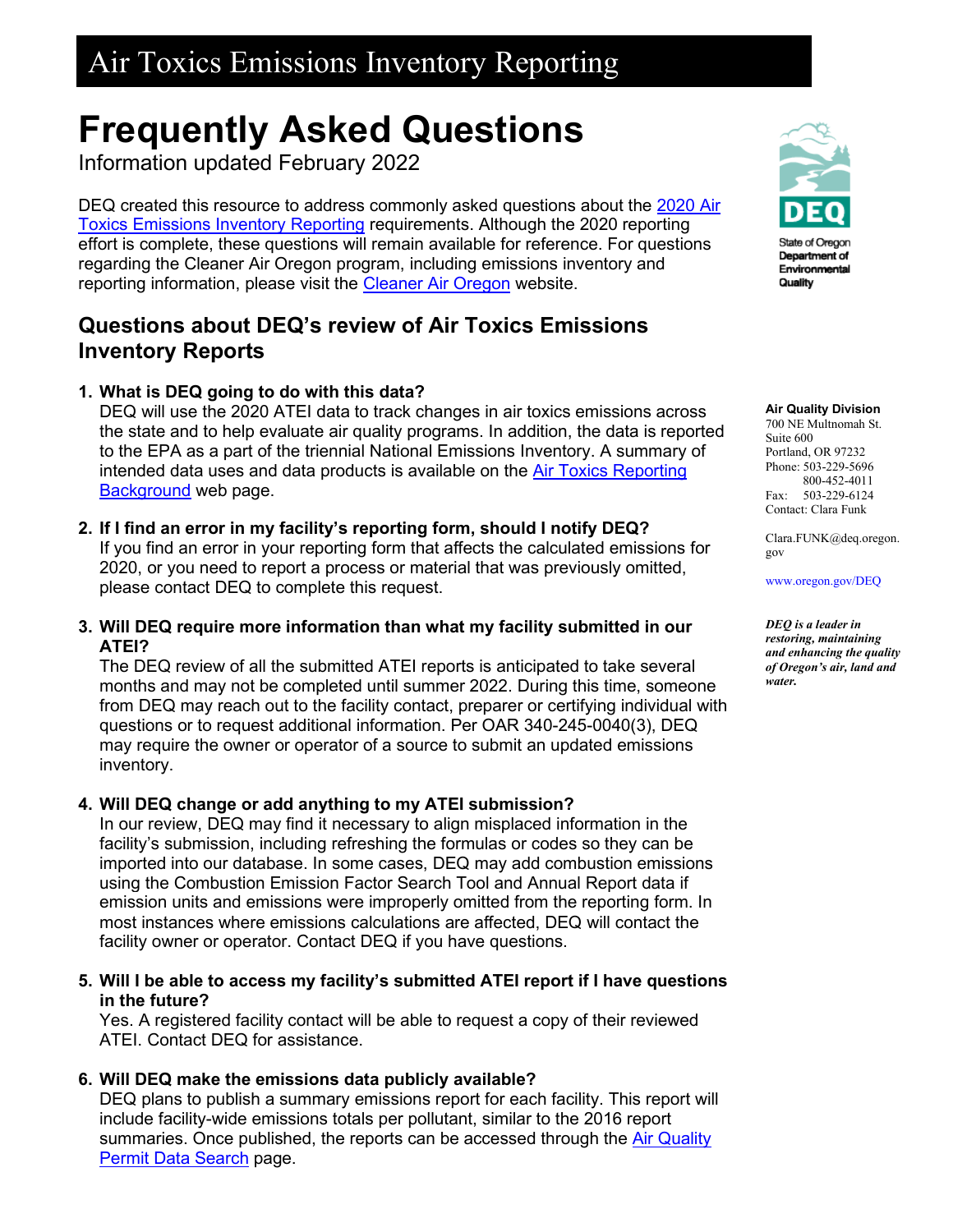# Air Toxics Emissions Inventory Reporting

# Frequently Asked Questions

Information updated February 2022

DEQ created this resource to address commonly asked questions about the 2020 Air Toxics Emissions Inventory Reporting requirements. Although the 2020 reporting effort is complete, these questions will remain available for reference. For questions regarding the Cleaner Air Oregon program, including emissions inventory and reporting information, please visit the Cleaner Air Oregon website.

## Questions about DEQ's review of Air Toxics Emissions Inventory Reports

1. **What is DEQ going to do with this data?**
   DEQ will use the 2020 ATEI data to track changes in air toxics emissions across the state and to help evaluate air quality programs. In addition, the data is reported to the EPA as a part of the triennial National Emissions Inventory. A summary of intended data uses and data products is available on the Air Toxics Reporting Background web page.

2. **If I find an error in my facility's reporting form, should I notify DEQ?**
   If you find an error in your reporting form that affects the calculated emissions for 2020, or you need to report a process or material that was previously omitted, please contact DEQ to complete this request.

3. **Will DEQ require more information than what my facility submitted in our ATEI?**
   The DEQ review of all the submitted ATEI reports is anticipated to take several months and may not be completed until summer 2022. During this time, someone from DEQ may reach out to the facility contact, preparer or certifying individual with questions or to request additional information. Per OAR 340-245-0040(3), DEQ may require the owner or operator of a source to submit an updated emissions inventory.

4. **Will DEQ change or add anything to my ATEI submission?**
   In our review, DEQ may find it necessary to align misplaced information in the facility's submission, including refreshing the formulas or codes so they can be imported into our database. In some cases, DEQ may add combustion emissions using the Combustion Emission Factor Search Tool and Annual Report data if emission units and emissions were improperly omitted from the reporting form. In most instances where emissions calculations are affected, DEQ will contact the facility owner or operator. Contact DEQ if you have questions.

5. **Will I be able to access my facility's submitted ATEI report if I have questions in the future?**
   Yes. A registered facility contact will be able to request a copy of their reviewed ATEI. Contact DEQ for assistance.

6. **Will DEQ make the emissions data publicly available?**
   DEQ plans to publish a summary emissions report for each facility. This report will include facility-wide emissions totals per pollutant, similar to the 2016 report summaries. Once published, the reports can be accessed through the Air Quality Permit Data Search page.

State of Oregon Department of Environmental Quality

**Air Quality Division**
700 NE Multnomah St.
Suite 600
Portland, OR 97232
Phone: 503-229-5696
800-452-4011
Fax: 503-229-6124
Contact: Clara Funk

Clara.FUNK@deq.oregon.gov

www.oregon.gov/DEQ

***DEQ is a leader in restoring, maintaining and enhancing the quality of Oregon's air, land and water.***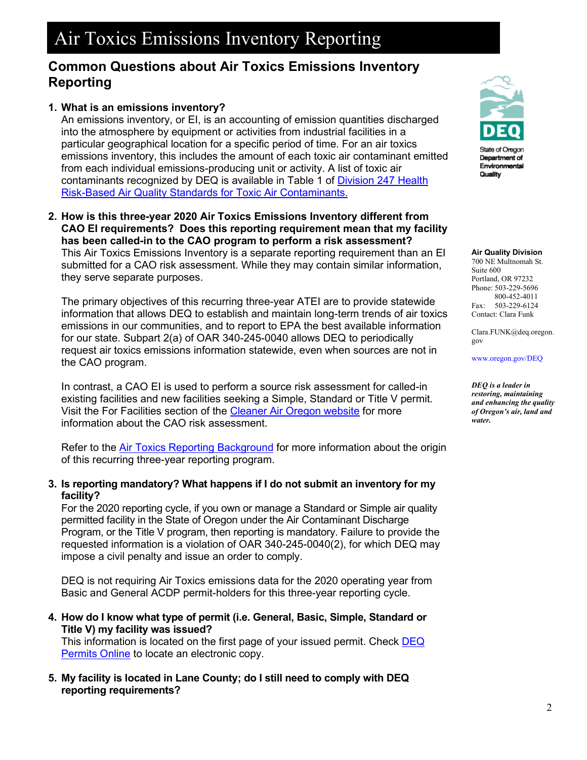# Air Toxics Emissions Inventory Reporting

## Common Questions about Air Toxics Emissions Inventory Reporting

1. **What is an emissions inventory?**
   An emissions inventory, or EI, is an accounting of emission quantities discharged into the atmosphere by equipment or activities from industrial facilities in a particular geographical location for a specific period of time. For an air toxics emissions inventory, this includes the amount of each toxic air contaminant emitted from each individual emissions-producing unit or activity. A list of toxic air contaminants recognized by DEQ is available in Table 1 of Division 247 Health Risk-Based Air Quality Standards for Toxic Air Contaminants.

2. **How is this three-year 2020 Air Toxics Emissions Inventory different from CAO EI requirements? Does this reporting requirement mean that my facility has been called-in to the CAO program to perform a risk assessment?**
   This Air Toxics Emissions Inventory is a separate reporting requirement than an EI submitted for a CAO risk assessment. While they may contain similar information, they serve separate purposes.

   The primary objectives of this recurring three-year ATEI are to provide statewide information that allows DEQ to establish and maintain long-term trends of air toxics emissions in our communities, and to report to EPA the best available information for our state. Subpart 2(a) of OAR 340-245-0040 allows DEQ to periodically request air toxics emissions information statewide, even when sources are not in the CAO program.

   In contrast, a CAO EI is used to perform a source risk assessment for called-in existing facilities and new facilities seeking a Simple, Standard or Title V permit. Visit the For Facilities section of the Cleaner Air Oregon website for more information about the CAO risk assessment.

   Refer to the Air Toxics Reporting Background for more information about the origin of this recurring three-year reporting program.

3. **Is reporting mandatory? What happens if I do not submit an inventory for my facility?**
   For the 2020 reporting cycle, if you own or manage a Standard or Simple air quality permitted facility in the State of Oregon under the Air Contaminant Discharge Program, or the Title V program, then reporting is mandatory. Failure to provide the requested information is a violation of OAR 340-245-0040(2), for which DEQ may impose a civil penalty and issue an order to comply.

   DEQ is not requiring Air Toxics emissions data for the 2020 operating year from Basic and General ACDP permit-holders for this three-year reporting cycle.

4. **How do I know what type of permit (i.e. General, Basic, Simple, Standard or Title V) my facility was issued?**
   This information is located on the first page of your issued permit. Check DEQ Permits Online to locate an electronic copy.

5. **My facility is located in Lane County; do I still need to comply with DEQ reporting requirements?**

State of Oregon Department of Environmental Quality

**Air Quality Division**
700 NE Multnomah St.
Suite 600
Portland, OR 97232
Phone: 503-229-5696
800-452-4011
Fax: 503-229-6124
Contact: Clara Funk

Clara.FUNK@deq.oregon.gov

www.oregon.gov/DEQ

***DEQ is a leader in restoring, maintaining and enhancing the quality of Oregon's air, land and water.***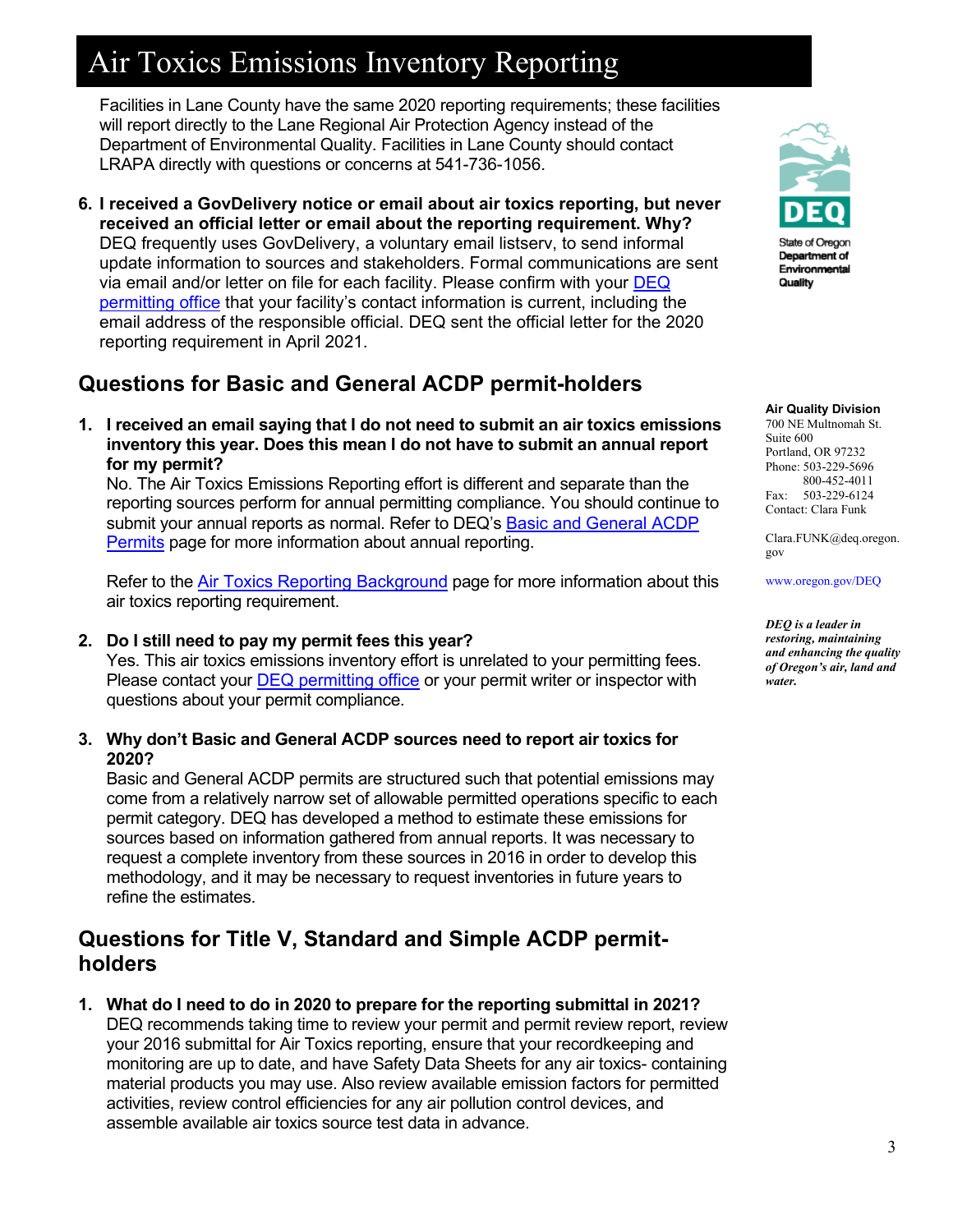# Air Toxics Emissions Inventory Reporting

Facilities in Lane County have the same 2020 reporting requirements; these facilities will report directly to the Lane Regional Air Protection Agency instead of the Department of Environmental Quality. Facilities in Lane County should contact LRAPA directly with questions or concerns at 541-736-1056.

6. **I received a GovDelivery notice or email about air toxics reporting, but never received an official letter or email about the reporting requirement. Why?**
   DEQ frequently uses GovDelivery, a voluntary email listserv, to send informal update information to sources and stakeholders. Formal communications are sent via email and/or letter on file for each facility. Please confirm with your [DEQ permitting office] that your facility's contact information is current, including the email address of the responsible official. DEQ sent the official letter for the 2020 reporting requirement in April 2021.

State of Oregon Department of Environmental Quality

**Air Quality Division**
700 NE Multnomah St.
Suite 600
Portland, OR 97232
Phone: 503-229-5696
800-452-4011
Fax: 503-229-6124
Contact: Clara Funk

Clara.FUNK@deq.oregon.gov

www.oregon.gov/DEQ

***DEQ is a leader in restoring, maintaining and enhancing the quality of Oregon's air, land and water.***

## Questions for Basic and General ACDP permit-holders

1. **I received an email saying that I do not need to submit an air toxics emissions inventory this year. Does this mean I do not have to submit an annual report for my permit?**
   No. The Air Toxics Emissions Reporting effort is different and separate than the reporting sources perform for annual permitting compliance. You should continue to submit your annual reports as normal. Refer to DEQ's [Basic and General ACDP Permits] page for more information about annual reporting.

   Refer to the [Air Toxics Reporting Background] page for more information about this air toxics reporting requirement.

2. **Do I still need to pay my permit fees this year?**
   Yes. This air toxics emissions inventory effort is unrelated to your permitting fees. Please contact your [DEQ permitting office] or your permit writer or inspector with questions about your permit compliance.

3. **Why don't Basic and General ACDP sources need to report air toxics for 2020?**
   Basic and General ACDP permits are structured such that potential emissions may come from a relatively narrow set of allowable permitted operations specific to each permit category. DEQ has developed a method to estimate these emissions for sources based on information gathered from annual reports. It was necessary to request a complete inventory from these sources in 2016 in order to develop this methodology, and it may be necessary to request inventories in future years to refine the estimates.

## Questions for Title V, Standard and Simple ACDP permit-holders

1. **What do I need to do in 2020 to prepare for the reporting submittal in 2021?**
   DEQ recommends taking time to review your permit and permit review report, review your 2016 submittal for Air Toxics reporting, ensure that your recordkeeping and monitoring are up to date, and have Safety Data Sheets for any air toxics- containing material products you may use. Also review available emission factors for permitted activities, review control efficiencies for any air pollution control devices, and assemble available air toxics source test data in advance.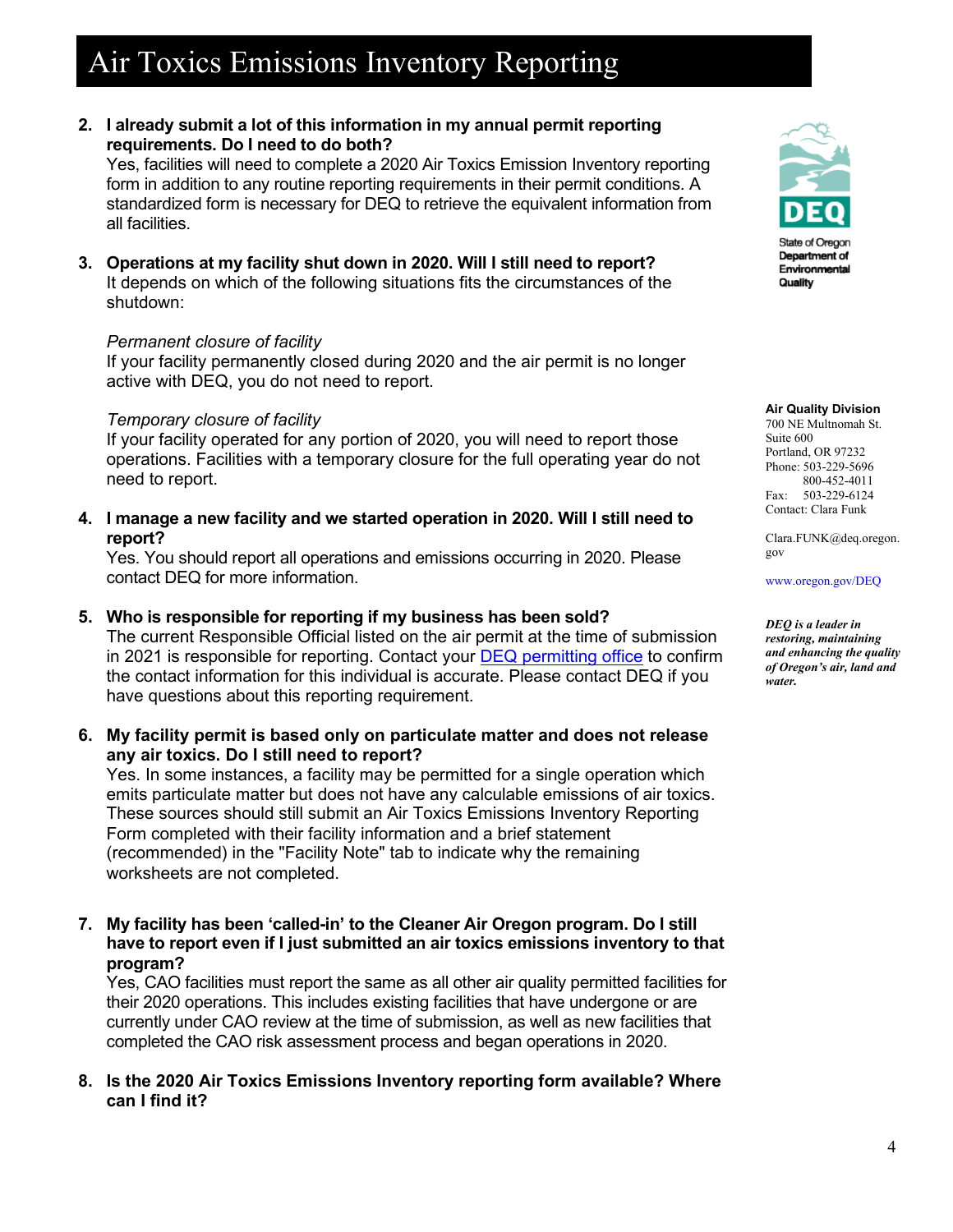# Air Toxics Emissions Inventory Reporting

2. **I already submit a lot of this information in my annual permit reporting requirements. Do I need to do both?**
   Yes, facilities will need to complete a 2020 Air Toxics Emission Inventory reporting form in addition to any routine reporting requirements in their permit conditions. A standardized form is necessary for DEQ to retrieve the equivalent information from all facilities.

3. **Operations at my facility shut down in 2020. Will I still need to report?**
   It depends on which of the following situations fits the circumstances of the shutdown:

   *Permanent closure of facility*
   If your facility permanently closed during 2020 and the air permit is no longer active with DEQ, you do not need to report.

   *Temporary closure of facility*
   If your facility operated for any portion of 2020, you will need to report those operations. Facilities with a temporary closure for the full operating year do not need to report.

4. **I manage a new facility and we started operation in 2020. Will I still need to report?**
   Yes. You should report all operations and emissions occurring in 2020. Please contact DEQ for more information.

5. **Who is responsible for reporting if my business has been sold?**
   The current Responsible Official listed on the air permit at the time of submission in 2021 is responsible for reporting. Contact your DEQ permitting office to confirm the contact information for this individual is accurate. Please contact DEQ if you have questions about this reporting requirement.

6. **My facility permit is based only on particulate matter and does not release any air toxics. Do I still need to report?**
   Yes. In some instances, a facility may be permitted for a single operation which emits particulate matter but does not have any calculable emissions of air toxics. These sources should still submit an Air Toxics Emissions Inventory Reporting Form completed with their facility information and a brief statement (recommended) in the "Facility Note" tab to indicate why the remaining worksheets are not completed.

7. **My facility has been 'called-in' to the Cleaner Air Oregon program. Do I still have to report even if I just submitted an air toxics emissions inventory to that program?**
   Yes, CAO facilities must report the same as all other air quality permitted facilities for their 2020 operations. This includes existing facilities that have undergone or are currently under CAO review at the time of submission, as well as new facilities that completed the CAO risk assessment process and began operations in 2020.

8. **Is the 2020 Air Toxics Emissions Inventory reporting form available? Where can I find it?**

State of Oregon Department of Environmental Quality

**Air Quality Division**
700 NE Multnomah St.
Suite 600
Portland, OR 97232
Phone: 503-229-5696
800-452-4011
Fax: 503-229-6124
Contact: Clara Funk

Clara.FUNK@deq.oregon.gov

www.oregon.gov/DEQ

***DEQ is a leader in restoring, maintaining and enhancing the quality of Oregon's air, land and water.***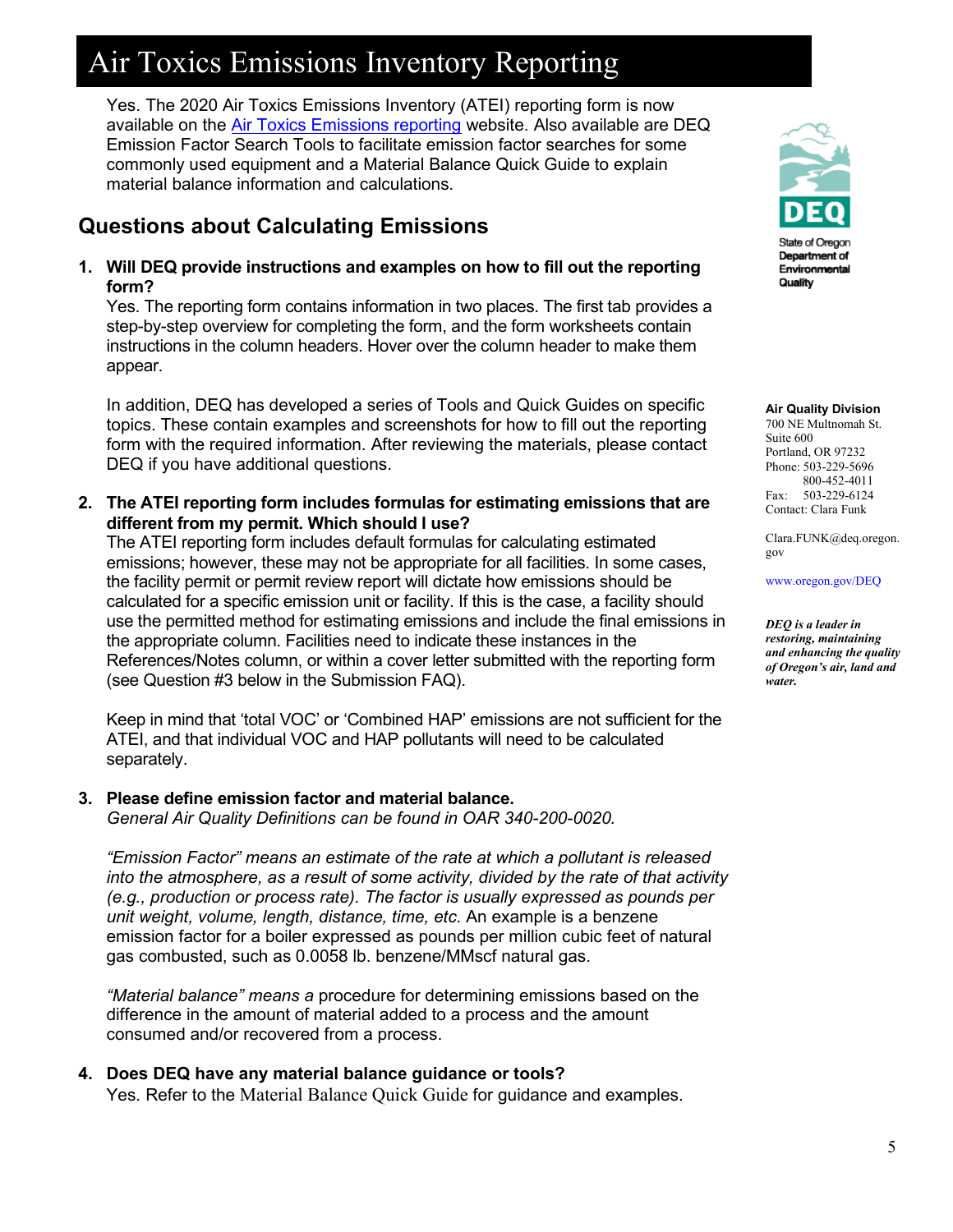# Air Toxics Emissions Inventory Reporting

Yes. The 2020 Air Toxics Emissions Inventory (ATEI) reporting form is now available on the Air Toxics Emissions reporting website. Also available are DEQ Emission Factor Search Tools to facilitate emission factor searches for some commonly used equipment and a Material Balance Quick Guide to explain material balance information and calculations.

## Questions about Calculating Emissions

1. **Will DEQ provide instructions and examples on how to fill out the reporting form?**
   Yes. The reporting form contains information in two places. The first tab provides a step-by-step overview for completing the form, and the form worksheets contain instructions in the column headers. Hover over the column header to make them appear.

   In addition, DEQ has developed a series of Tools and Quick Guides on specific topics. These contain examples and screenshots for how to fill out the reporting form with the required information. After reviewing the materials, please contact DEQ if you have additional questions.

2. **The ATEI reporting form includes formulas for estimating emissions that are different from my permit. Which should I use?**
   The ATEI reporting form includes default formulas for calculating estimated emissions; however, these may not be appropriate for all facilities. In some cases, the facility permit or permit review report will dictate how emissions should be calculated for a specific emission unit or facility. If this is the case, a facility should use the permitted method for estimating emissions and include the final emissions in the appropriate column. Facilities need to indicate these instances in the References/Notes column, or within a cover letter submitted with the reporting form (see Question #3 below in the Submission FAQ).

   Keep in mind that 'total VOC' or 'Combined HAP' emissions are not sufficient for the ATEI, and that individual VOC and HAP pollutants will need to be calculated separately.

3. **Please define emission factor and material balance.**
   *General Air Quality Definitions can be found in OAR 340-200-0020.*

   *"Emission Factor" means an estimate of the rate at which a pollutant is released into the atmosphere, as a result of some activity, divided by the rate of that activity (e.g., production or process rate). The factor is usually expressed as pounds per unit weight, volume, length, distance, time, etc.* An example is a benzene emission factor for a boiler expressed as pounds per million cubic feet of natural gas combusted, such as 0.0058 lb. benzene/MMscf natural gas.

   *"Material balance" means a* procedure for determining emissions based on the difference in the amount of material added to a process and the amount consumed and/or recovered from a process.

4. **Does DEQ have any material balance guidance or tools?**
   Yes. Refer to the Material Balance Quick Guide for guidance and examples.

State of Oregon Department of Environmental Quality

**Air Quality Division**
700 NE Multnomah St.
Suite 600
Portland, OR 97232
Phone: 503-229-5696
800-452-4011
Fax: 503-229-6124
Contact: Clara Funk

Clara.FUNK@deq.oregon.gov

www.oregon.gov/DEQ

***DEQ is a leader in restoring, maintaining and enhancing the quality of Oregon's air, land and water.***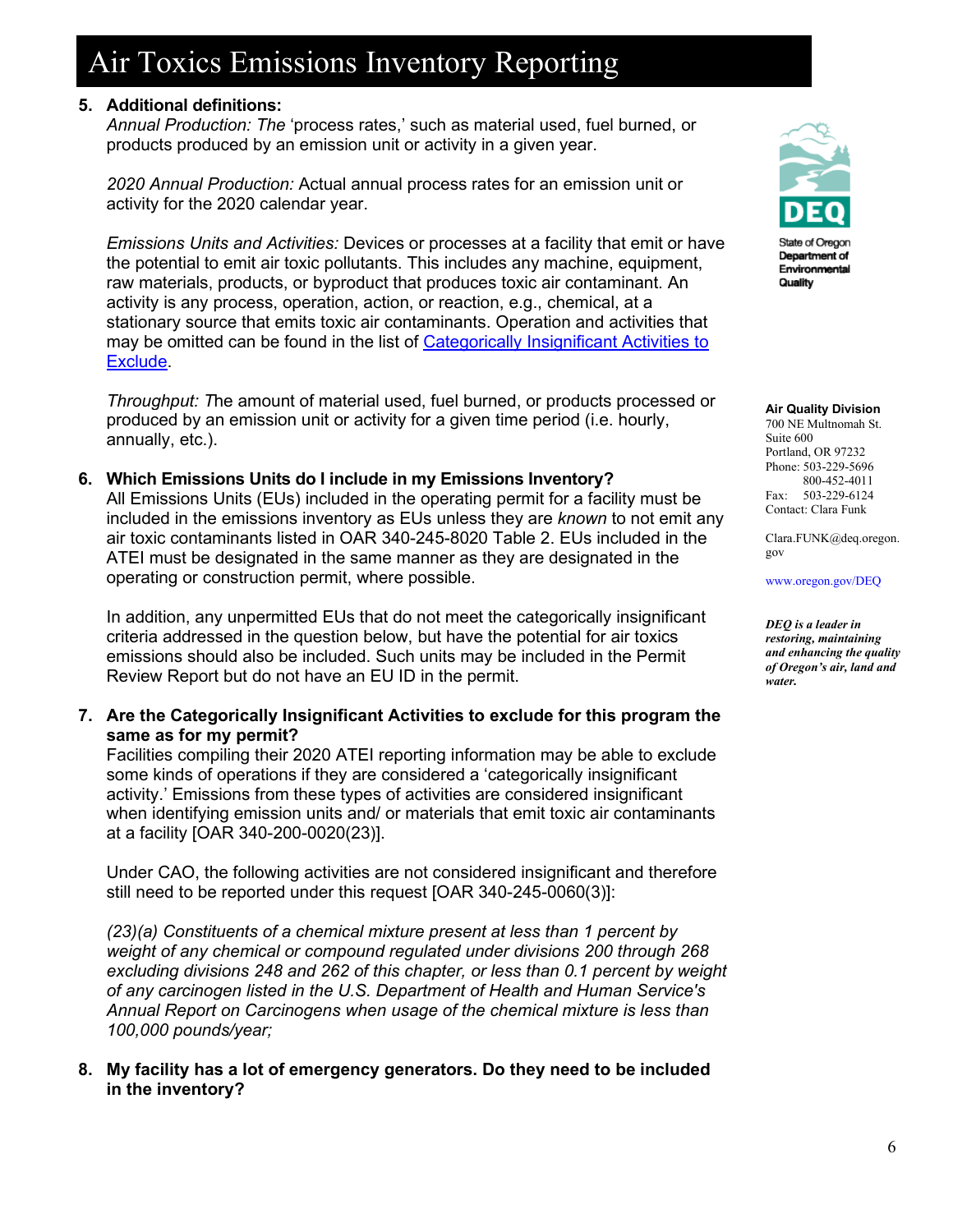5. **Additional definitions:**
   *Annual Production: The* 'process rates,' such as material used, fuel burned, or products produced by an emission unit or activity in a given year.

   *2020 Annual Production:* Actual annual process rates for an emission unit or activity for the 2020 calendar year.

   *Emissions Units and Activities:* Devices or processes at a facility that emit or have the potential to emit air toxic pollutants. This includes any machine, equipment, raw materials, products, or byproduct that produces toxic air contaminant. An activity is any process, operation, action, or reaction, e.g., chemical, at a stationary source that emits toxic air contaminants. Operation and activities that may be omitted can be found in the list of [Categorically Insignificant Activities to Exclude](Categorically Insignificant Activities to Exclude).

   *Throughput: T*he amount of material used, fuel burned, or products processed or produced by an emission unit or activity for a given time period (i.e. hourly, annually, etc.).

6. **Which Emissions Units do I include in my Emissions Inventory?**
   All Emissions Units (EUs) included in the operating permit for a facility must be included in the emissions inventory as EUs unless they are *known* to not emit any air toxic contaminants listed in OAR 340-245-8020 Table 2. EUs included in the ATEI must be designated in the same manner as they are designated in the operating or construction permit, where possible.

   In addition, any unpermitted EUs that do not meet the categorically insignificant criteria addressed in the question below, but have the potential for air toxics emissions should also be included. Such units may be included in the Permit Review Report but do not have an EU ID in the permit.

7. **Are the Categorically Insignificant Activities to exclude for this program the same as for my permit?**
   Facilities compiling their 2020 ATEI reporting information may be able to exclude some kinds of operations if they are considered a 'categorically insignificant activity.' Emissions from these types of activities are considered insignificant when identifying emission units and/ or materials that emit toxic air contaminants at a facility [OAR 340-200-0020(23)].

   Under CAO, the following activities are not considered insignificant and therefore still need to be reported under this request [OAR 340-245-0060(3)]:

   *(23)(a) Constituents of a chemical mixture present at less than 1 percent by weight of any chemical or compound regulated under divisions 200 through 268 excluding divisions 248 and 262 of this chapter, or less than 0.1 percent by weight of any carcinogen listed in the U.S. Department of Health and Human Service's Annual Report on Carcinogens when usage of the chemical mixture is less than 100,000 pounds/year;*

8. **My facility has a lot of emergency generators. Do they need to be included in the inventory?**

**Air Quality Division**
700 NE Multnomah St.
Suite 600
Portland, OR 97232
Phone: 503-229-5696
800-452-4011
Fax: 503-229-6124
Contact: Clara Funk

Clara.FUNK@deq.oregon.gov

www.oregon.gov/DEQ

***DEQ is a leader in restoring, maintaining and enhancing the quality of Oregon's air, land and water.***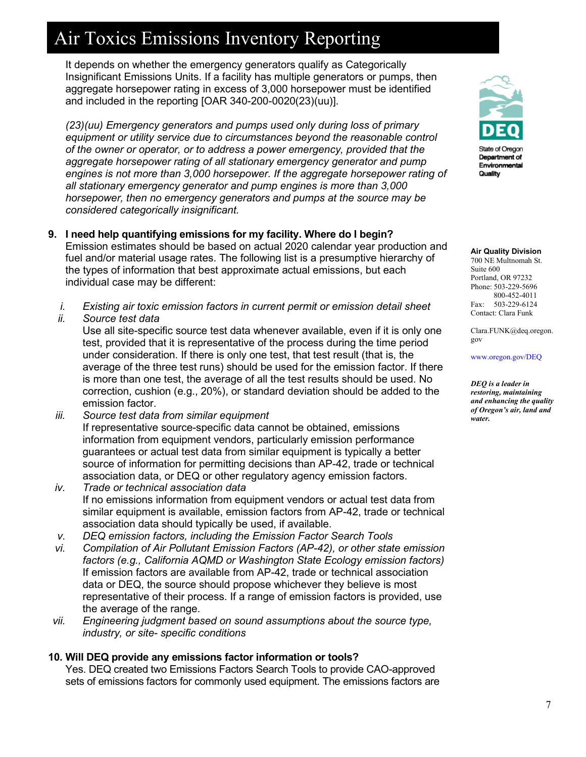# Air Toxics Emissions Inventory Reporting

It depends on whether the emergency generators qualify as Categorically Insignificant Emissions Units. If a facility has multiple generators or pumps, then aggregate horsepower rating in excess of 3,000 horsepower must be identified and included in the reporting [OAR 340-200-0020(23)(uu)].

*(23)(uu) Emergency generators and pumps used only during loss of primary equipment or utility service due to circumstances beyond the reasonable control of the owner or operator, or to address a power emergency, provided that the aggregate horsepower rating of all stationary emergency generator and pump engines is not more than 3,000 horsepower. If the aggregate horsepower rating of all stationary emergency generator and pump engines is more than 3,000 horsepower, then no emergency generators and pumps at the source may be considered categorically insignificant.*

**9. I need help quantifying emissions for my facility. Where do I begin?**

Emission estimates should be based on actual 2020 calendar year production and fuel and/or material usage rates. The following list is a presumptive hierarchy of the types of information that best approximate actual emissions, but each individual case may be different:

i. *Existing air toxic emission factors in current permit or emission detail sheet*

ii. *Source test data*
Use all site-specific source test data whenever available, even if it is only one test, provided that it is representative of the process during the time period under consideration. If there is only one test, that test result (that is, the average of the three test runs) should be used for the emission factor. If there is more than one test, the average of all the test results should be used. No correction, cushion (e.g., 20%), or standard deviation should be added to the emission factor.

iii. *Source test data from similar equipment*
If representative source-specific data cannot be obtained, emissions information from equipment vendors, particularly emission performance guarantees or actual test data from similar equipment is typically a better source of information for permitting decisions than AP-42, trade or technical association data, or DEQ or other regulatory agency emission factors.

iv. *Trade or technical association data*
If no emissions information from equipment vendors or actual test data from similar equipment is available, emission factors from AP-42, trade or technical association data should typically be used, if available.

v. *DEQ emission factors, including the Emission Factor Search Tools*

vi. *Compilation of Air Pollutant Emission Factors (AP-42), or other state emission factors (e.g., California AQMD or Washington State Ecology emission factors)*
If emission factors are available from AP-42, trade or technical association data or DEQ, the source should propose whichever they believe is most representative of their process. If a range of emission factors is provided, use the average of the range.

vii. *Engineering judgment based on sound assumptions about the source type, industry, or site- specific conditions*

**10. Will DEQ provide any emissions factor information or tools?**

Yes. DEQ created two Emissions Factors Search Tools to provide CAO-approved sets of emissions factors for commonly used equipment. The emissions factors are

State of Oregon Department of Environmental Quality

**Air Quality Division**
700 NE Multnomah St.
Suite 600
Portland, OR 97232
Phone: 503-229-5696
800-452-4011
Fax: 503-229-6124
Contact: Clara Funk

Clara.FUNK@deq.oregon.gov

www.oregon.gov/DEQ

***DEQ is a leader in restoring, maintaining and enhancing the quality of Oregon's air, land and water.***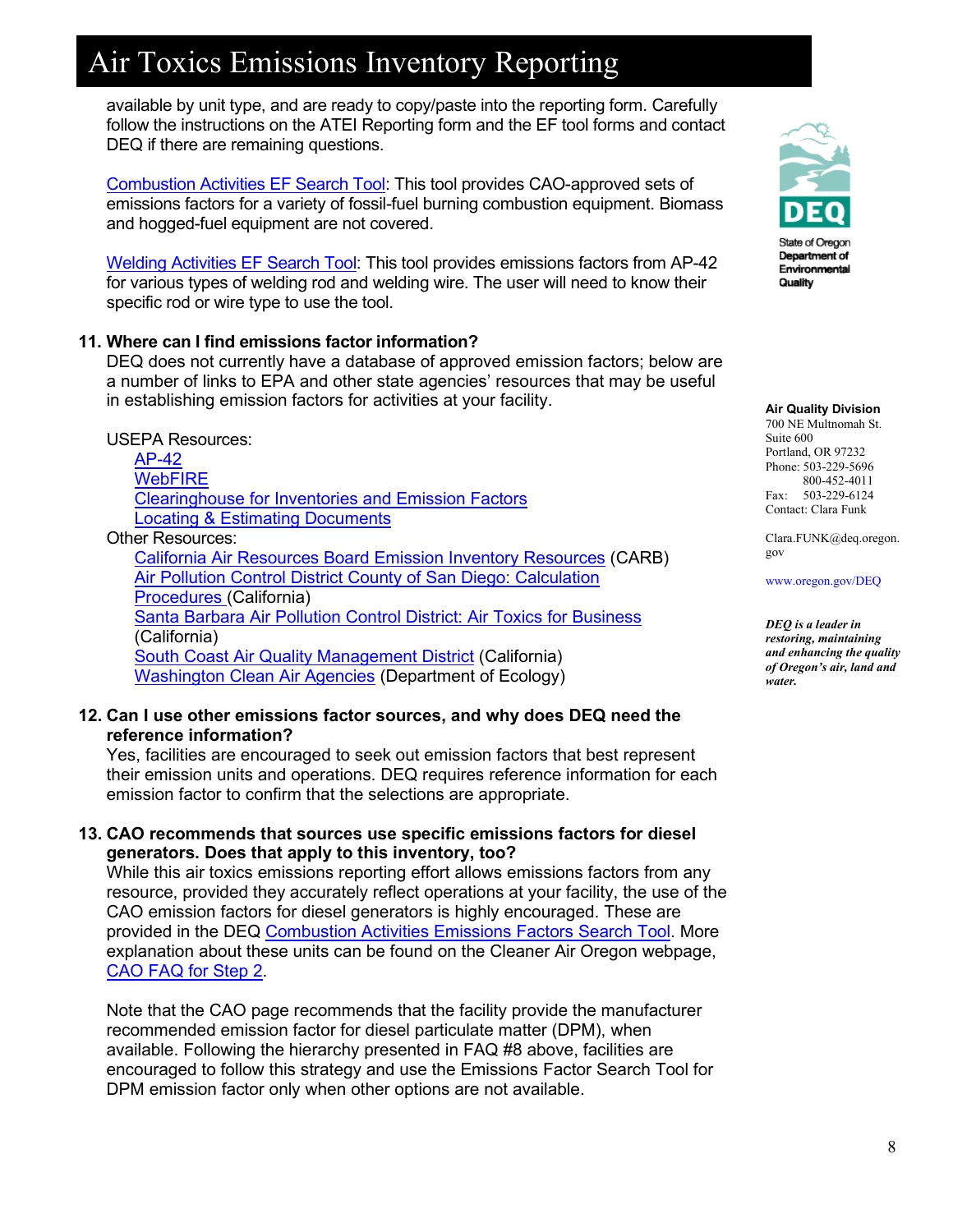available by unit type, and are ready to copy/paste into the reporting form. Carefully follow the instructions on the ATEI Reporting form and the EF tool forms and contact DEQ if there are remaining questions.

Combustion Activities EF Search Tool: This tool provides CAO-approved sets of emissions factors for a variety of fossil-fuel burning combustion equipment. Biomass and hogged-fuel equipment are not covered.

Welding Activities EF Search Tool: This tool provides emissions factors from AP-42 for various types of welding rod and welding wire. The user will need to know their specific rod or wire type to use the tool.

**11. Where can I find emissions factor information?**

DEQ does not currently have a database of approved emission factors; below are a number of links to EPA and other state agencies' resources that may be useful in establishing emission factors for activities at your facility.

USEPA Resources:

- AP-42
- WebFIRE
- Clearinghouse for Inventories and Emission Factors
- Locating & Estimating Documents

Other Resources:

- California Air Resources Board Emission Inventory Resources (CARB)
- Air Pollution Control District County of San Diego: Calculation Procedures (California)
- Santa Barbara Air Pollution Control District: Air Toxics for Business (California)
- South Coast Air Quality Management District (California)
- Washington Clean Air Agencies (Department of Ecology)

**12. Can I use other emissions factor sources, and why does DEQ need the reference information?**

Yes, facilities are encouraged to seek out emission factors that best represent their emission units and operations. DEQ requires reference information for each emission factor to confirm that the selections are appropriate.

**13. CAO recommends that sources use specific emissions factors for diesel generators. Does that apply to this inventory, too?**

While this air toxics emissions reporting effort allows emissions factors from any resource, provided they accurately reflect operations at your facility, the use of the CAO emission factors for diesel generators is highly encouraged. These are provided in the DEQ Combustion Activities Emissions Factors Search Tool. More explanation about these units can be found on the Cleaner Air Oregon webpage, CAO FAQ for Step 2.

Note that the CAO page recommends that the facility provide the manufacturer recommended emission factor for diesel particulate matter (DPM), when available. Following the hierarchy presented in FAQ #8 above, facilities are encouraged to follow this strategy and use the Emissions Factor Search Tool for DPM emission factor only when other options are not available.

State of Oregon Department of Environmental Quality

**Air Quality Division**
700 NE Multnomah St.
Suite 600
Portland, OR 97232
Phone: 503-229-5696
800-452-4011
Fax: 503-229-6124
Contact: Clara Funk

Clara.FUNK@deq.oregon.gov

www.oregon.gov/DEQ

***DEQ is a leader in restoring, maintaining and enhancing the quality of Oregon's air, land and water.***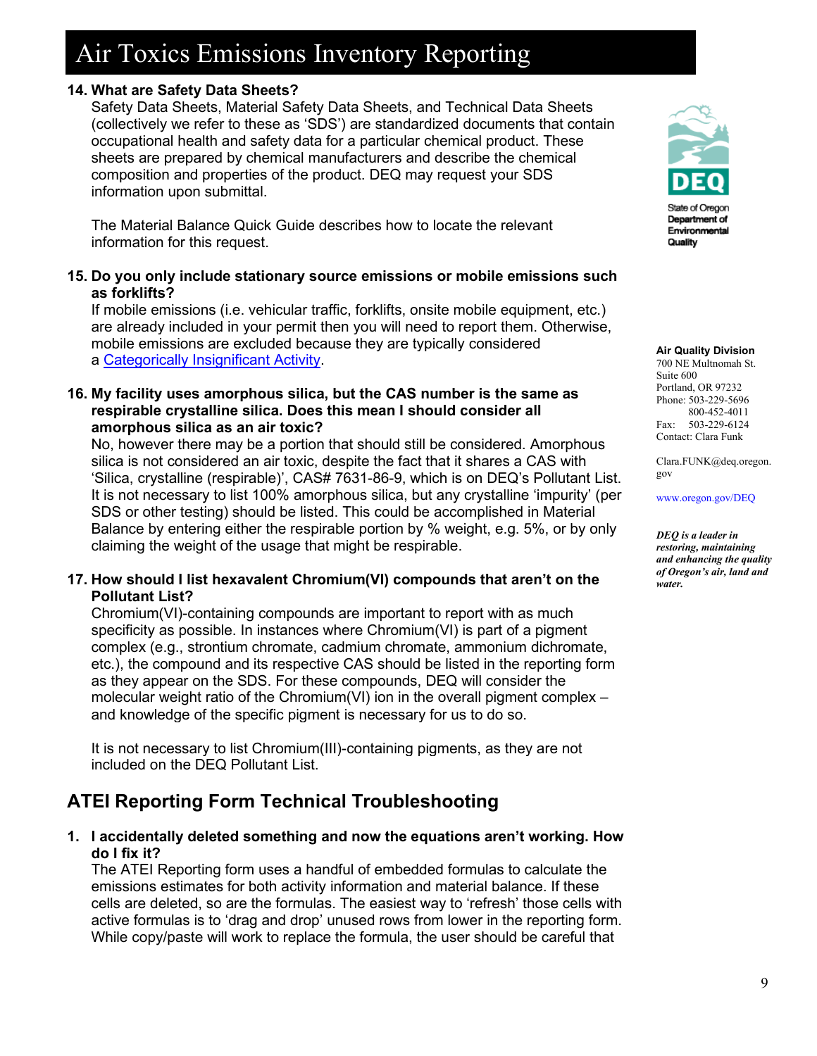**14. What are Safety Data Sheets?**

Safety Data Sheets, Material Safety Data Sheets, and Technical Data Sheets (collectively we refer to these as 'SDS') are standardized documents that contain occupational health and safety data for a particular chemical product. These sheets are prepared by chemical manufacturers and describe the chemical composition and properties of the product. DEQ may request your SDS information upon submittal.

The Material Balance Quick Guide describes how to locate the relevant information for this request.

**15. Do you only include stationary source emissions or mobile emissions such as forklifts?**

If mobile emissions (i.e. vehicular traffic, forklifts, onsite mobile equipment, etc.) are already included in your permit then you will need to report them. Otherwise, mobile emissions are excluded because they are typically considered a Categorically Insignificant Activity.

**16. My facility uses amorphous silica, but the CAS number is the same as respirable crystalline silica. Does this mean I should consider all amorphous silica as an air toxic?**

No, however there may be a portion that should still be considered. Amorphous silica is not considered an air toxic, despite the fact that it shares a CAS with 'Silica, crystalline (respirable)', CAS# 7631-86-9, which is on DEQ's Pollutant List. It is not necessary to list 100% amorphous silica, but any crystalline 'impurity' (per SDS or other testing) should be listed. This could be accomplished in Material Balance by entering either the respirable portion by % weight, e.g. 5%, or by only claiming the weight of the usage that might be respirable.

**17. How should I list hexavalent Chromium(VI) compounds that aren't on the Pollutant List?**

Chromium(VI)-containing compounds are important to report with as much specificity as possible. In instances where Chromium(VI) is part of a pigment complex (e.g., strontium chromate, cadmium chromate, ammonium dichromate, etc.), the compound and its respective CAS should be listed in the reporting form as they appear on the SDS. For these compounds, DEQ will consider the molecular weight ratio of the Chromium(VI) ion in the overall pigment complex – and knowledge of the specific pigment is necessary for us to do so.

It is not necessary to list Chromium(III)-containing pigments, as they are not included on the DEQ Pollutant List.

## ATEI Reporting Form Technical Troubleshooting

**1. I accidentally deleted something and now the equations aren't working. How do I fix it?**

The ATEI Reporting form uses a handful of embedded formulas to calculate the emissions estimates for both activity information and material balance. If these cells are deleted, so are the formulas. The easiest way to 'refresh' those cells with active formulas is to 'drag and drop' unused rows from lower in the reporting form. While copy/paste will work to replace the formula, the user should be careful that

State of Oregon Department of Environmental Quality

**Air Quality Division**
700 NE Multnomah St.
Suite 600
Portland, OR 97232
Phone: 503-229-5696
800-452-4011
Fax: 503-229-6124
Contact: Clara Funk

Clara.FUNK@deq.oregon.gov

www.oregon.gov/DEQ

***DEQ is a leader in restoring, maintaining and enhancing the quality of Oregon's air, land and water.***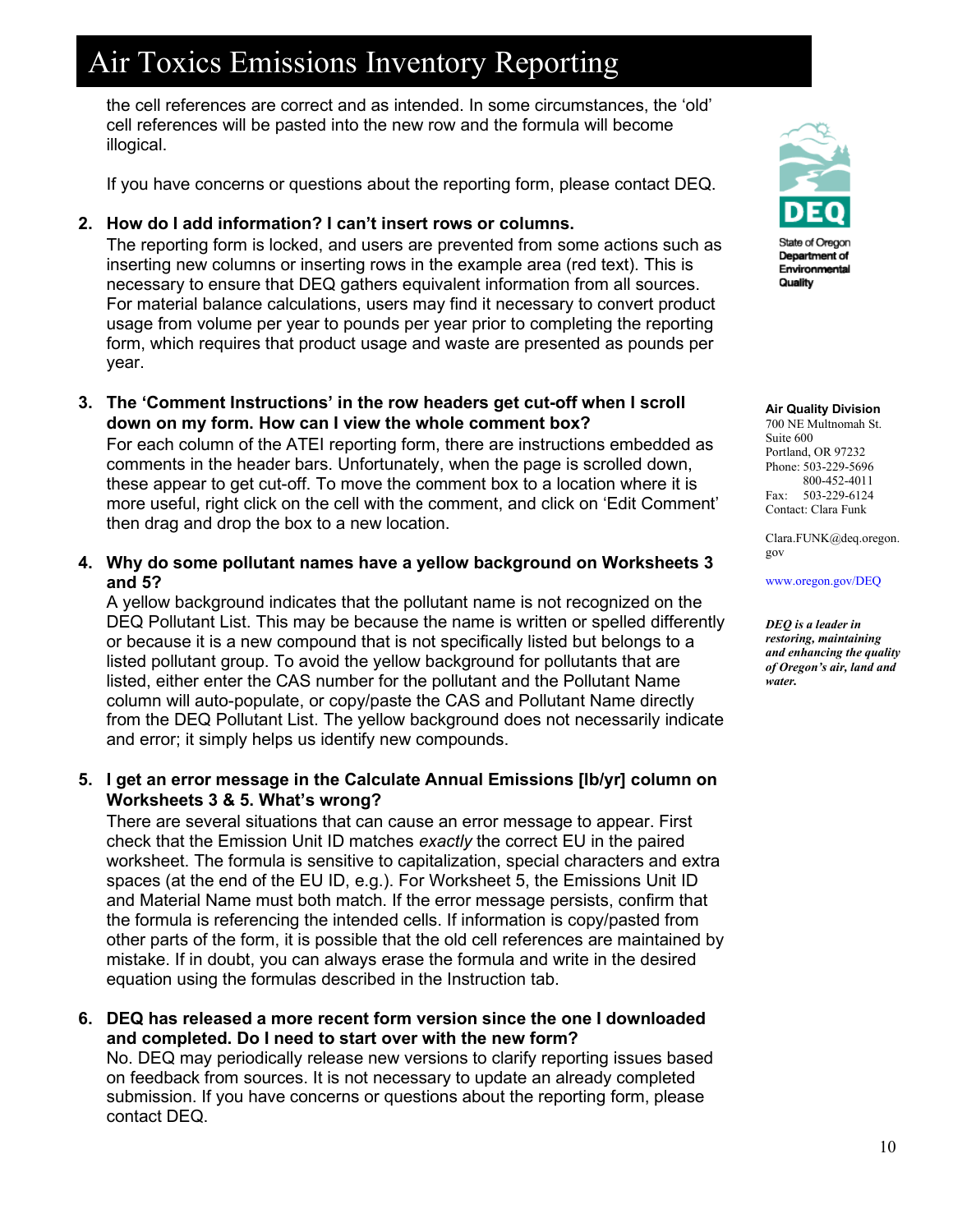the cell references are correct and as intended. In some circumstances, the 'old' cell references will be pasted into the new row and the formula will become illogical.

If you have concerns or questions about the reporting form, please contact DEQ.

2. **How do I add information? I can't insert rows or columns.**
   The reporting form is locked, and users are prevented from some actions such as inserting new columns or inserting rows in the example area (red text). This is necessary to ensure that DEQ gathers equivalent information from all sources. For material balance calculations, users may find it necessary to convert product usage from volume per year to pounds per year prior to completing the reporting form, which requires that product usage and waste are presented as pounds per year.

3. **The 'Comment Instructions' in the row headers get cut-off when I scroll down on my form. How can I view the whole comment box?**
   For each column of the ATEI reporting form, there are instructions embedded as comments in the header bars. Unfortunately, when the page is scrolled down, these appear to get cut-off. To move the comment box to a location where it is more useful, right click on the cell with the comment, and click on 'Edit Comment' then drag and drop the box to a new location.

4. **Why do some pollutant names have a yellow background on Worksheets 3 and 5?**
   A yellow background indicates that the pollutant name is not recognized on the DEQ Pollutant List. This may be because the name is written or spelled differently or because it is a new compound that is not specifically listed but belongs to a listed pollutant group. To avoid the yellow background for pollutants that are listed, either enter the CAS number for the pollutant and the Pollutant Name column will auto-populate, or copy/paste the CAS and Pollutant Name directly from the DEQ Pollutant List. The yellow background does not necessarily indicate and error; it simply helps us identify new compounds.

5. **I get an error message in the Calculate Annual Emissions [lb/yr] column on Worksheets 3 & 5. What's wrong?**
   There are several situations that can cause an error message to appear. First check that the Emission Unit ID matches *exactly* the correct EU in the paired worksheet. The formula is sensitive to capitalization, special characters and extra spaces (at the end of the EU ID, e.g.). For Worksheet 5, the Emissions Unit ID and Material Name must both match. If the error message persists, confirm that the formula is referencing the intended cells. If information is copy/pasted from other parts of the form, it is possible that the old cell references are maintained by mistake. If in doubt, you can always erase the formula and write in the desired equation using the formulas described in the Instruction tab.

6. **DEQ has released a more recent form version since the one I downloaded and completed. Do I need to start over with the new form?**
   No. DEQ may periodically release new versions to clarify reporting issues based on feedback from sources. It is not necessary to update an already completed submission. If you have concerns or questions about the reporting form, please contact DEQ.

State of Oregon Department of Environmental Quality

**Air Quality Division**
700 NE Multnomah St.
Suite 600
Portland, OR 97232
Phone: 503-229-5696
800-452-4011
Fax: 503-229-6124
Contact: Clara Funk

Clara.FUNK@deq.oregon.gov

www.oregon.gov/DEQ

***DEQ is a leader in restoring, maintaining and enhancing the quality of Oregon's air, land and water.***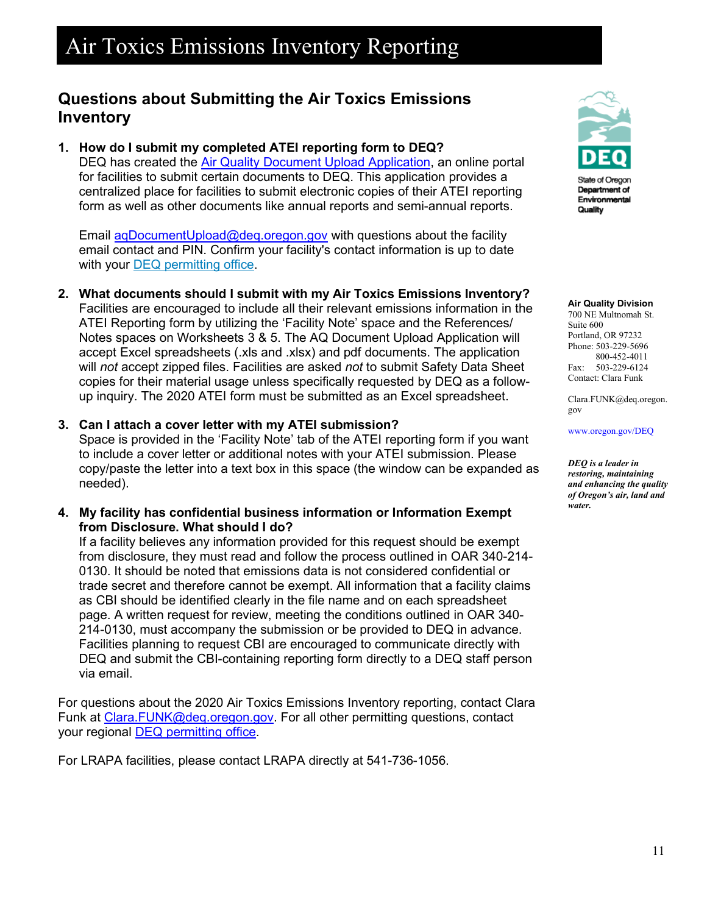# Air Toxics Emissions Inventory Reporting

## Questions about Submitting the Air Toxics Emissions Inventory

1. **How do I submit my completed ATEI reporting form to DEQ?**
   DEQ has created the Air Quality Document Upload Application, an online portal for facilities to submit certain documents to DEQ. This application provides a centralized place for facilities to submit electronic copies of their ATEI reporting form as well as other documents like annual reports and semi-annual reports.

   Email aqDocumentUpload@deq.oregon.gov with questions about the facility email contact and PIN. Confirm your facility's contact information is up to date with your DEQ permitting office.

2. **What documents should I submit with my Air Toxics Emissions Inventory?**
   Facilities are encouraged to include all their relevant emissions information in the ATEI Reporting form by utilizing the 'Facility Note' space and the References/ Notes spaces on Worksheets 3 & 5. The AQ Document Upload Application will accept Excel spreadsheets (.xls and .xlsx) and pdf documents. The application will *not* accept zipped files. Facilities are asked *not* to submit Safety Data Sheet copies for their material usage unless specifically requested by DEQ as a follow-up inquiry. The 2020 ATEI form must be submitted as an Excel spreadsheet.

3. **Can I attach a cover letter with my ATEI submission?**
   Space is provided in the 'Facility Note' tab of the ATEI reporting form if you want to include a cover letter or additional notes with your ATEI submission. Please copy/paste the letter into a text box in this space (the window can be expanded as needed).

4. **My facility has confidential business information or Information Exempt from Disclosure. What should I do?**
   If a facility believes any information provided for this request should be exempt from disclosure, they must read and follow the process outlined in OAR 340-214-0130. It should be noted that emissions data is not considered confidential or trade secret and therefore cannot be exempt. All information that a facility claims as CBI should be identified clearly in the file name and on each spreadsheet page. A written request for review, meeting the conditions outlined in OAR 340-214-0130, must accompany the submission or be provided to DEQ in advance. Facilities planning to request CBI are encouraged to communicate directly with DEQ and submit the CBI-containing reporting form directly to a DEQ staff person via email.

For questions about the 2020 Air Toxics Emissions Inventory reporting, contact Clara Funk at Clara.FUNK@deq.oregon.gov. For all other permitting questions, contact your regional DEQ permitting office.

For LRAPA facilities, please contact LRAPA directly at 541-736-1056.

DEQ
State of Oregon
Department of Environmental Quality

**Air Quality Division**
700 NE Multnomah St.
Suite 600
Portland, OR 97232
Phone: 503-229-5696
800-452-4011
Fax: 503-229-6124
Contact: Clara Funk

Clara.FUNK@deq.oregon.gov

www.oregon.gov/DEQ

***DEQ is a leader in restoring, maintaining and enhancing the quality of Oregon's air, land and water.***